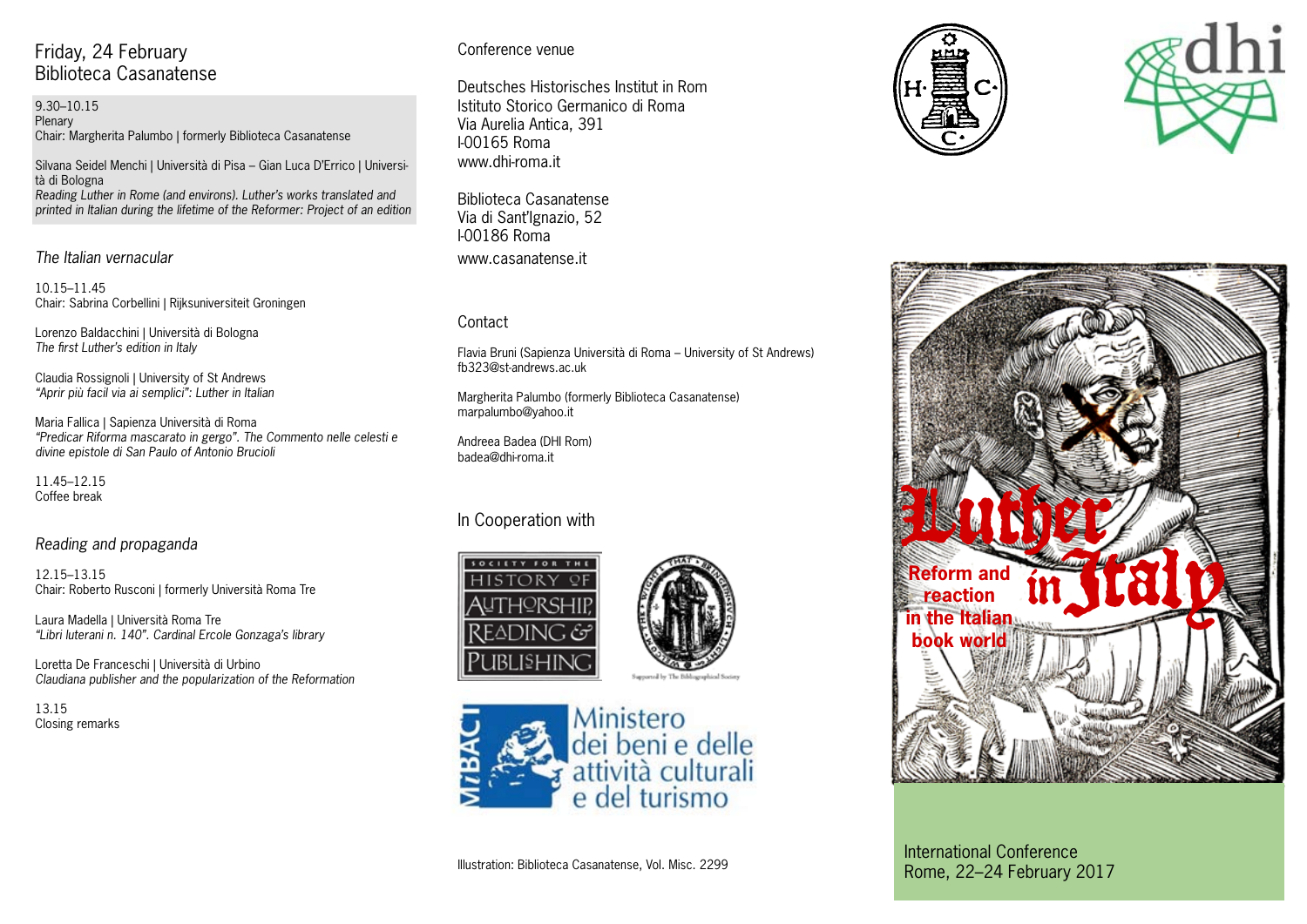## Friday, 24 February
## Biblioteca Casanatense

9.30–10.15
Plenary
Chair: Margherita Palumbo | formerly Biblioteca Casanatense

Silvana Seidel Menchi | Università di Pisa – Gian Luca D'Errico | Università di Bologna
*Reading Luther in Rome (and environs). Luther's works translated and printed in Italian during the lifetime of the Reformer: Project of an edition*

### *The Italian vernacular*

10.15–11.45
Chair: Sabrina Corbellini | Rijksuniversiteit Groningen

Lorenzo Baldacchini | Università di Bologna
*The first Luther's edition in Italy*

Claudia Rossignoli | University of St Andrews
*"Aprir più facil via ai semplici": Luther in Italian*

Maria Fallica | Sapienza Università di Roma
*"Predicar Riforma mascarato in gergo". The Commento nelle celesti e divine epistole di San Paulo of Antonio Brucioli*

11.45–12.15
Coffee break

### *Reading and propaganda*

12.15–13.15
Chair: Roberto Rusconi | formerly Università Roma Tre

Laura Madella | Università Roma Tre
*"Libri luterani n. 140". Cardinal Ercole Gonzaga's library*

Loretta De Franceschi | Università di Urbino
*Claudiana publisher and the popularization of the Reformation*

13.15
Closing remarks

## Conference venue

Deutsches Historisches Institut in Rom
Istituto Storico Germanico di Roma
Via Aurelia Antica, 391
I-00165 Roma
www.dhi-roma.it

Biblioteca Casanatense
Via di Sant'Ignazio, 52
I-00186 Roma
www.casanatense.it

## Contact

Flavia Bruni (Sapienza Università di Roma – University of St Andrews)
fb323@st-andrews.ac.uk

Margherita Palumbo (formerly Biblioteca Casanatense)
marpalumbo@yahoo.it

Andreea Badea (DHI Rom)
badea@dhi-roma.it

## In Cooperation with

Society for the History of Authorship, Reading & Publishing

Supported by The Bibliographical Society

MiBACT – Ministero dei beni e delle attività culturali e del turismo

Illustration: Biblioteca Casanatense, Vol. Misc. 2299

# Luther in Italy

**Reform and reaction in the Italian book world**

International Conference
Rome, 22–24 February 2017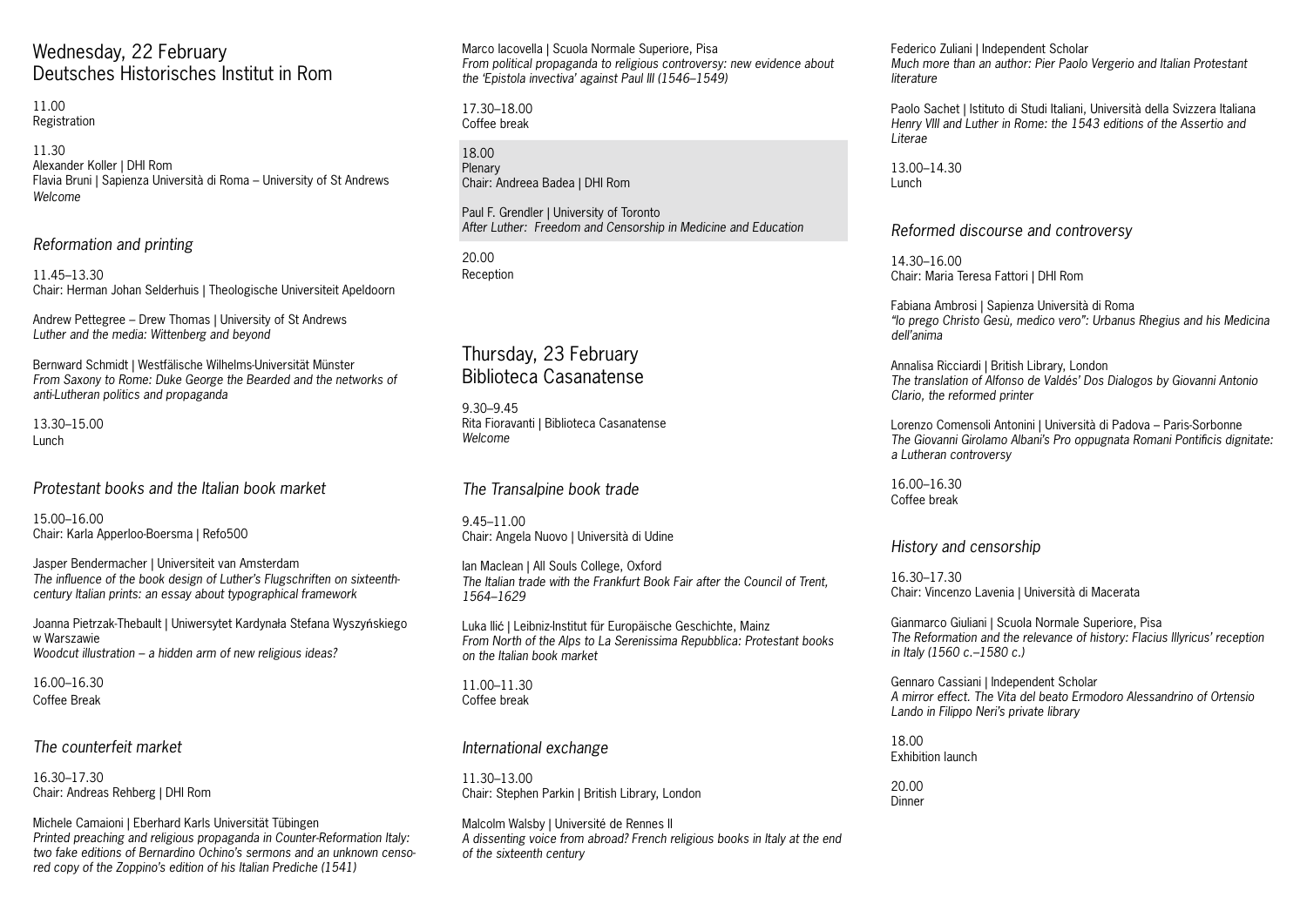## Wednesday, 22 February
## Deutsches Historisches Institut in Rom

11.00
Registration

11.30
Alexander Koller | DHI Rom
Flavia Bruni | Sapienza Università di Roma – University of St Andrews
*Welcome*

### *Reformation and printing*

11.45–13.30
Chair: Herman Johan Selderhuis | Theologische Universiteit Apeldoorn

Andrew Pettegree – Drew Thomas | University of St Andrews
*Luther and the media: Wittenberg and beyond*

Bernward Schmidt | Westfälische Wilhelms-Universität Münster
*From Saxony to Rome: Duke George the Bearded and the networks of anti-Lutheran politics and propaganda*

13.30–15.00
Lunch

### *Protestant books and the Italian book market*

15.00–16.00
Chair: Karla Apperloo-Boersma | Refo500

Jasper Bendermacher | Universiteit van Amsterdam
*The influence of the book design of Luther's Flugschriften on sixteenth-century Italian prints: an essay about typographical framework*

Joanna Pietrzak-Thebault | Uniwersytet Kardynała Stefana Wyszyńskiego w Warszawie
*Woodcut illustration – a hidden arm of new religious ideas?*

16.00–16.30
Coffee Break

### *The counterfeit market*

16.30–17.30
Chair: Andreas Rehberg | DHI Rom

Michele Camaioni | Eberhard Karls Universität Tübingen
*Printed preaching and religious propaganda in Counter-Reformation Italy: two fake editions of Bernardino Ochino's sermons and an unknown censored copy of the Zoppino's edition of his Italian Prediche (1541)*

Marco Iacovella | Scuola Normale Superiore, Pisa
*From political propaganda to religious controversy: new evidence about the 'Epistola invectiva' against Paul III (1546–1549)*

17.30–18.00
Coffee break

18.00
Plenary
Chair: Andreea Badea | DHI Rom

Paul F. Grendler | University of Toronto
*After Luther: Freedom and Censorship in Medicine and Education*

20.00
Reception

## Thursday, 23 February
## Biblioteca Casanatense

9.30–9.45
Rita Fioravanti | Biblioteca Casanatense
*Welcome*

### *The Transalpine book trade*

9.45–11.00
Chair: Angela Nuovo | Università di Udine

Ian Maclean | All Souls College, Oxford
*The Italian trade with the Frankfurt Book Fair after the Council of Trent, 1564–1629*

Luka Ilić | Leibniz-Institut für Europäische Geschichte, Mainz
*From North of the Alps to La Serenissima Repubblica: Protestant books on the Italian book market*

11.00–11.30
Coffee break

### *International exchange*

11.30–13.00
Chair: Stephen Parkin | British Library, London

Malcolm Walsby | Université de Rennes II
*A dissenting voice from abroad? French religious books in Italy at the end of the sixteenth century*

Federico Zuliani | Independent Scholar
*Much more than an author: Pier Paolo Vergerio and Italian Protestant literature*

Paolo Sachet | Istituto di Studi Italiani, Università della Svizzera Italiana
*Henry VIII and Luther in Rome: the 1543 editions of the Assertio and Literae*

13.00–14.30
Lunch

### *Reformed discourse and controversy*

14.30–16.00
Chair: Maria Teresa Fattori | DHI Rom

Fabiana Ambrosi | Sapienza Università di Roma
*"Io prego Christo Gesù, medico vero": Urbanus Rhegius and his Medicina dell'anima*

Annalisa Ricciardi | British Library, London
*The translation of Alfonso de Valdés' Dos Dialogos by Giovanni Antonio Clario, the reformed printer*

Lorenzo Comensoli Antonini | Università di Padova – Paris-Sorbonne
*The Giovanni Girolamo Albani's Pro oppugnata Romani Pontificis dignitate: a Lutheran controversy*

16.00–16.30
Coffee break

### *History and censorship*

16.30–17.30
Chair: Vincenzo Lavenia | Università di Macerata

Gianmarco Giuliani | Scuola Normale Superiore, Pisa
*The Reformation and the relevance of history: Flacius Illyricus' reception in Italy (1560 c.–1580 c.)*

Gennaro Cassiani | Independent Scholar
*A mirror effect. The Vita del beato Ermodoro Alessandrino of Ortensio Lando in Filippo Neri's private library*

18.00
Exhibition launch

20.00
Dinner